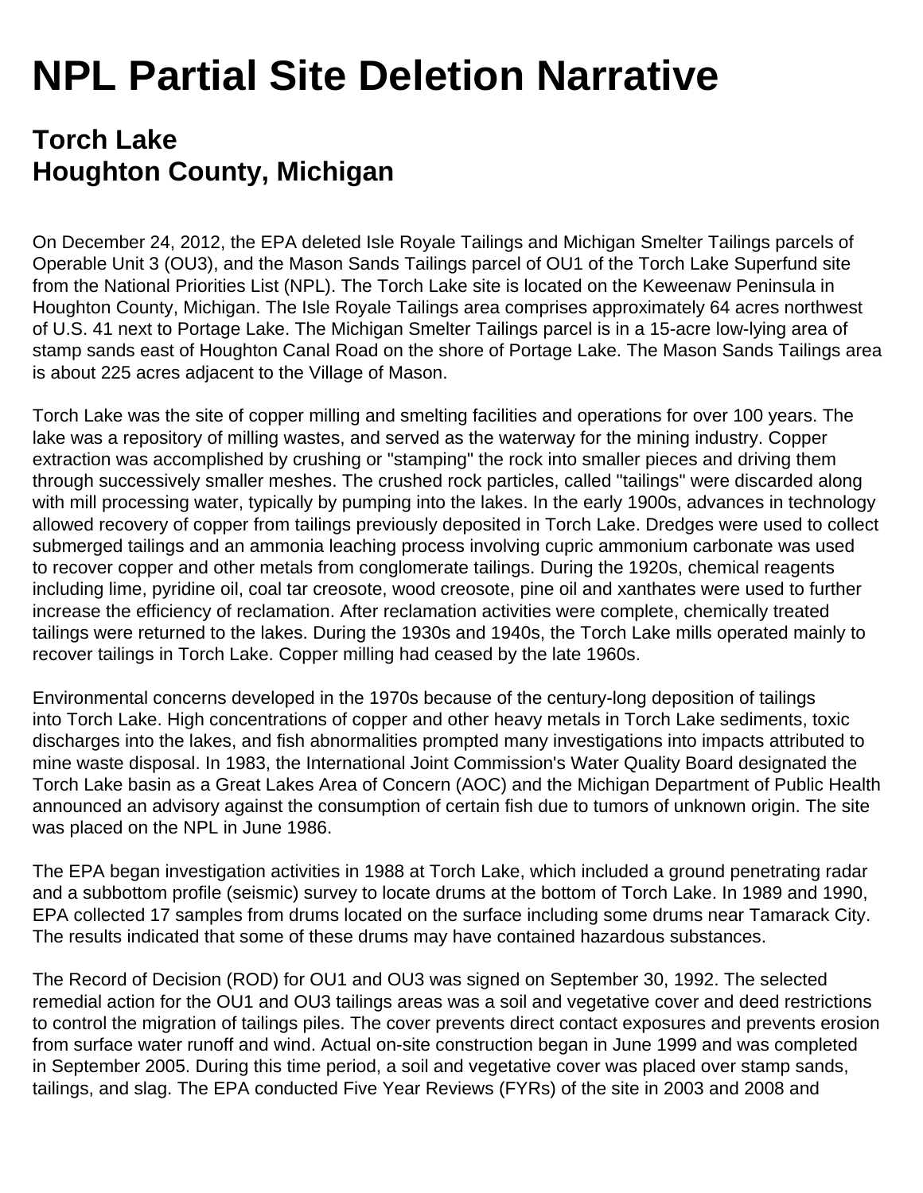# NPL Partial Site Deletion Narrative

## Torch Lake
## Houghton County, Michigan

On December 24, 2012, the EPA deleted Isle Royale Tailings and Michigan Smelter Tailings parcels of Operable Unit 3 (OU3), and the Mason Sands Tailings parcel of OU1 of the Torch Lake Superfund site from the National Priorities List (NPL). The Torch Lake site is located on the Keweenaw Peninsula in Houghton County, Michigan. The Isle Royale Tailings area comprises approximately 64 acres northwest of U.S. 41 next to Portage Lake. The Michigan Smelter Tailings parcel is in a 15-acre low-lying area of stamp sands east of Houghton Canal Road on the shore of Portage Lake. The Mason Sands Tailings area is about 225 acres adjacent to the Village of Mason.

Torch Lake was the site of copper milling and smelting facilities and operations for over 100 years. The lake was a repository of milling wastes, and served as the waterway for the mining industry. Copper extraction was accomplished by crushing or "stamping" the rock into smaller pieces and driving them through successively smaller meshes. The crushed rock particles, called "tailings" were discarded along with mill processing water, typically by pumping into the lakes. In the early 1900s, advances in technology allowed recovery of copper from tailings previously deposited in Torch Lake. Dredges were used to collect submerged tailings and an ammonia leaching process involving cupric ammonium carbonate was used to recover copper and other metals from conglomerate tailings. During the 1920s, chemical reagents including lime, pyridine oil, coal tar creosote, wood creosote, pine oil and xanthates were used to further increase the efficiency of reclamation. After reclamation activities were complete, chemically treated tailings were returned to the lakes. During the 1930s and 1940s, the Torch Lake mills operated mainly to recover tailings in Torch Lake. Copper milling had ceased by the late 1960s.

Environmental concerns developed in the 1970s because of the century-long deposition of tailings into Torch Lake. High concentrations of copper and other heavy metals in Torch Lake sediments, toxic discharges into the lakes, and fish abnormalities prompted many investigations into impacts attributed to mine waste disposal. In 1983, the International Joint Commission's Water Quality Board designated the Torch Lake basin as a Great Lakes Area of Concern (AOC) and the Michigan Department of Public Health announced an advisory against the consumption of certain fish due to tumors of unknown origin. The site was placed on the NPL in June 1986.

The EPA began investigation activities in 1988 at Torch Lake, which included a ground penetrating radar and a subbottom profile (seismic) survey to locate drums at the bottom of Torch Lake. In 1989 and 1990, EPA collected 17 samples from drums located on the surface including some drums near Tamarack City. The results indicated that some of these drums may have contained hazardous substances.

The Record of Decision (ROD) for OU1 and OU3 was signed on September 30, 1992. The selected remedial action for the OU1 and OU3 tailings areas was a soil and vegetative cover and deed restrictions to control the migration of tailings piles. The cover prevents direct contact exposures and prevents erosion from surface water runoff and wind. Actual on-site construction began in June 1999 and was completed in September 2005. During this time period, a soil and vegetative cover was placed over stamp sands, tailings, and slag. The EPA conducted Five Year Reviews (FYRs) of the site in 2003 and 2008 and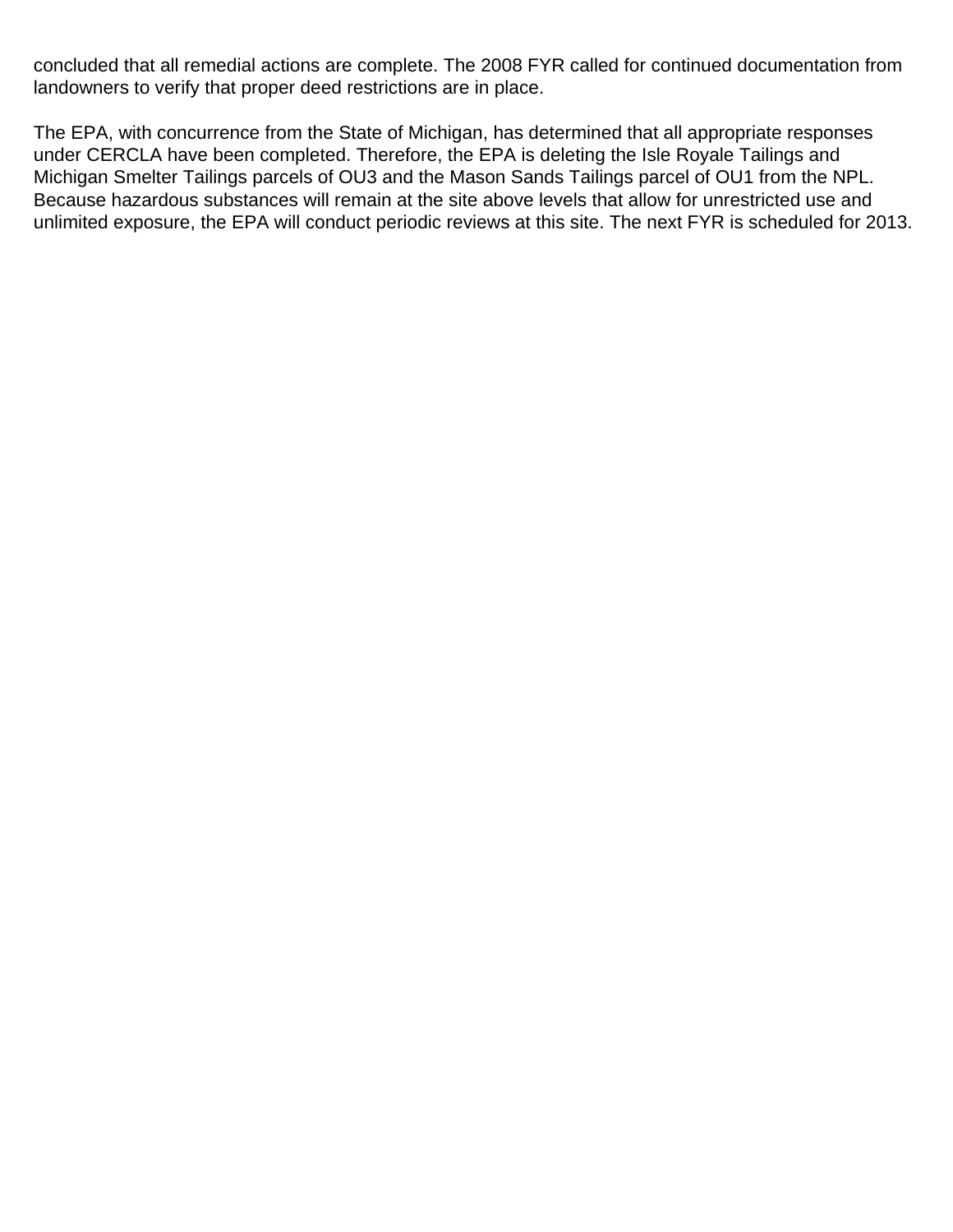concluded that all remedial actions are complete. The 2008 FYR called for continued documentation from landowners to verify that proper deed restrictions are in place.

The EPA, with concurrence from the State of Michigan, has determined that all appropriate responses under CERCLA have been completed. Therefore, the EPA is deleting the Isle Royale Tailings and Michigan Smelter Tailings parcels of OU3 and the Mason Sands Tailings parcel of OU1 from the NPL. Because hazardous substances will remain at the site above levels that allow for unrestricted use and unlimited exposure, the EPA will conduct periodic reviews at this site. The next FYR is scheduled for 2013.